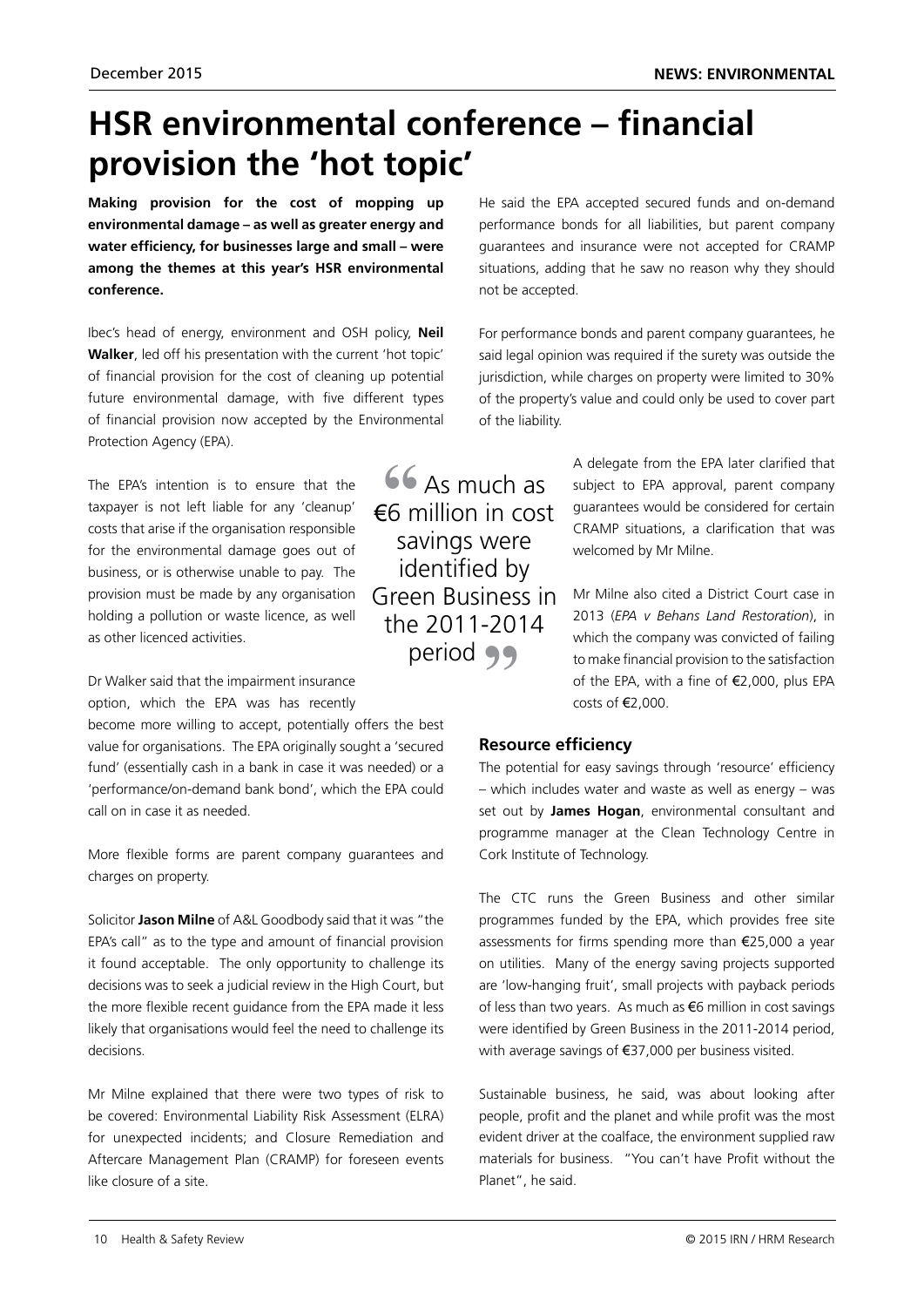# HSR environmental conference – financial provision the 'hot topic'

**Making provision for the cost of mopping up environmental damage – as well as greater energy and water efficiency, for businesses large and small – were among the themes at this year's HSR environmental conference.**

Ibec's head of energy, environment and OSH policy, **Neil Walker**, led off his presentation with the current 'hot topic' of financial provision for the cost of cleaning up potential future environmental damage, with five different types of financial provision now accepted by the Environmental Protection Agency (EPA).

The EPA's intention is to ensure that the taxpayer is not left liable for any 'cleanup' costs that arise if the organisation responsible for the environmental damage goes out of business, or is otherwise unable to pay. The provision must be made by any organisation holding a pollution or waste licence, as well as other licenced activities.

Dr Walker said that the impairment insurance option, which the EPA was has recently become more willing to accept, potentially offers the best value for organisations. The EPA originally sought a 'secured fund' (essentially cash in a bank in case it was needed) or a 'performance/on-demand bank bond', which the EPA could call on in case it as needed.

More flexible forms are parent company guarantees and charges on property.

Solicitor **Jason Milne** of A&L Goodbody said that it was "the EPA's call" as to the type and amount of financial provision it found acceptable. The only opportunity to challenge its decisions was to seek a judicial review in the High Court, but the more flexible recent guidance from the EPA made it less likely that organisations would feel the need to challenge its decisions.

Mr Milne explained that there were two types of risk to be covered: Environmental Liability Risk Assessment (ELRA) for unexpected incidents; and Closure Remediation and Aftercare Management Plan (CRAMP) for foreseen events like closure of a site.

He said the EPA accepted secured funds and on-demand performance bonds for all liabilities, but parent company guarantees and insurance were not accepted for CRAMP situations, adding that he saw no reason why they should not be accepted.

For performance bonds and parent company guarantees, he said legal opinion was required if the surety was outside the jurisdiction, while charges on property were limited to 30% of the property's value and could only be used to cover part of the liability.

> "As much as €6 million in cost savings were identified by Green Business in the 2011-2014 period"

A delegate from the EPA later clarified that subject to EPA approval, parent company guarantees would be considered for certain CRAMP situations, a clarification that was welcomed by Mr Milne.

Mr Milne also cited a District Court case in 2013 (*EPA v Behans Land Restoration*), in which the company was convicted of failing to make financial provision to the satisfaction of the EPA, with a fine of €2,000, plus EPA costs of €2,000.

## Resource efficiency

The potential for easy savings through 'resource' efficiency – which includes water and waste as well as energy – was set out by **James Hogan**, environmental consultant and programme manager at the Clean Technology Centre in Cork Institute of Technology.

The CTC runs the Green Business and other similar programmes funded by the EPA, which provides free site assessments for firms spending more than €25,000 a year on utilities. Many of the energy saving projects supported are 'low-hanging fruit', small projects with payback periods of less than two years. As much as €6 million in cost savings were identified by Green Business in the 2011-2014 period, with average savings of €37,000 per business visited.

Sustainable business, he said, was about looking after people, profit and the planet and while profit was the most evident driver at the coalface, the environment supplied raw materials for business. "You can't have Profit without the Planet", he said.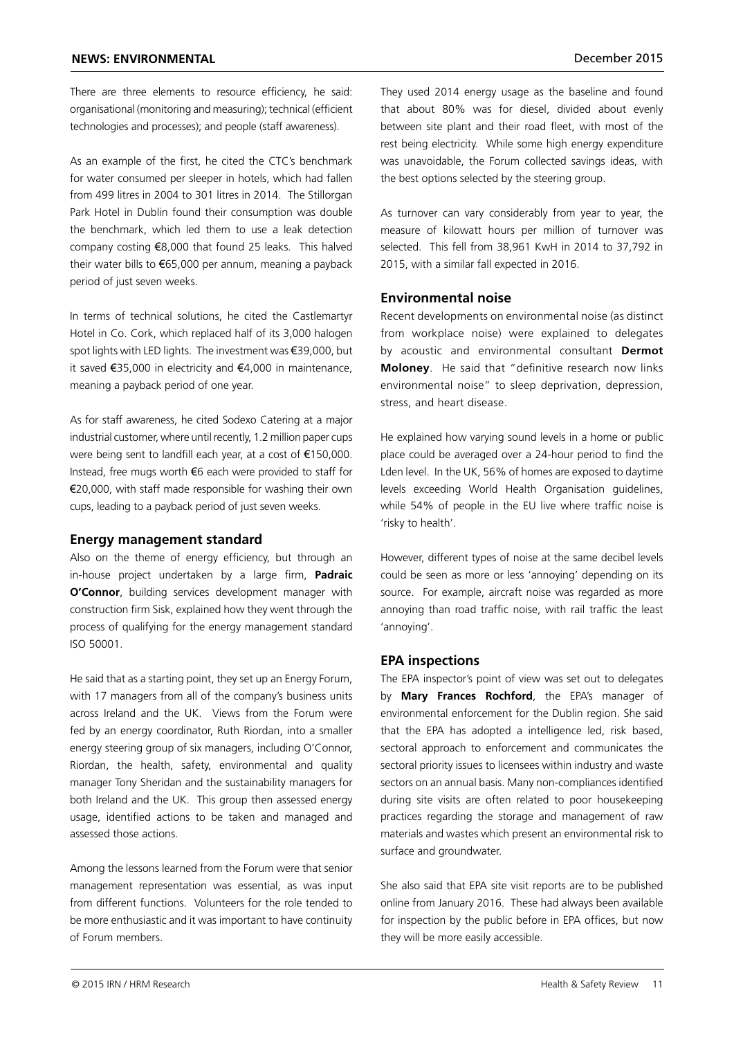There are three elements to resource efficiency, he said: organisational (monitoring and measuring); technical (efficient technologies and processes); and people (staff awareness).

As an example of the first, he cited the CTC's benchmark for water consumed per sleeper in hotels, which had fallen from 499 litres in 2004 to 301 litres in 2014. The Stillorgan Park Hotel in Dublin found their consumption was double the benchmark, which led them to use a leak detection company costing €8,000 that found 25 leaks. This halved their water bills to €65,000 per annum, meaning a payback period of just seven weeks.

In terms of technical solutions, he cited the Castlemartyr Hotel in Co. Cork, which replaced half of its 3,000 halogen spot lights with LED lights. The investment was €39,000, but it saved €35,000 in electricity and €4,000 in maintenance, meaning a payback period of one year.

As for staff awareness, he cited Sodexo Catering at a major industrial customer, where until recently, 1.2 million paper cups were being sent to landfill each year, at a cost of €150,000. Instead, free mugs worth €6 each were provided to staff for €20,000, with staff made responsible for washing their own cups, leading to a payback period of just seven weeks.

## Energy management standard

Also on the theme of energy efficiency, but through an in-house project undertaken by a large firm, **Padraic O'Connor**, building services development manager with construction firm Sisk, explained how they went through the process of qualifying for the energy management standard ISO 50001.

He said that as a starting point, they set up an Energy Forum, with 17 managers from all of the company's business units across Ireland and the UK. Views from the Forum were fed by an energy coordinator, Ruth Riordan, into a smaller energy steering group of six managers, including O'Connor, Riordan, the health, safety, environmental and quality manager Tony Sheridan and the sustainability managers for both Ireland and the UK. This group then assessed energy usage, identified actions to be taken and managed and assessed those actions.

Among the lessons learned from the Forum were that senior management representation was essential, as was input from different functions. Volunteers for the role tended to be more enthusiastic and it was important to have continuity of Forum members.

They used 2014 energy usage as the baseline and found that about 80% was for diesel, divided about evenly between site plant and their road fleet, with most of the rest being electricity. While some high energy expenditure was unavoidable, the Forum collected savings ideas, with the best options selected by the steering group.

As turnover can vary considerably from year to year, the measure of kilowatt hours per million of turnover was selected. This fell from 38,961 KwH in 2014 to 37,792 in 2015, with a similar fall expected in 2016.

## Environmental noise

Recent developments on environmental noise (as distinct from workplace noise) were explained to delegates by acoustic and environmental consultant **Dermot Moloney**. He said that "definitive research now links environmental noise" to sleep deprivation, depression, stress, and heart disease.

He explained how varying sound levels in a home or public place could be averaged over a 24-hour period to find the Lden level. In the UK, 56% of homes are exposed to daytime levels exceeding World Health Organisation guidelines, while 54% of people in the EU live where traffic noise is 'risky to health'.

However, different types of noise at the same decibel levels could be seen as more or less 'annoying' depending on its source. For example, aircraft noise was regarded as more annoying than road traffic noise, with rail traffic the least 'annoying'.

## EPA inspections

The EPA inspector's point of view was set out to delegates by **Mary Frances Rochford**, the EPA's manager of environmental enforcement for the Dublin region. She said that the EPA has adopted a intelligence led, risk based, sectoral approach to enforcement and communicates the sectoral priority issues to licensees within industry and waste sectors on an annual basis. Many non-compliances identified during site visits are often related to poor housekeeping practices regarding the storage and management of raw materials and wastes which present an environmental risk to surface and groundwater.

She also said that EPA site visit reports are to be published online from January 2016. These had always been available for inspection by the public before in EPA offices, but now they will be more easily accessible.